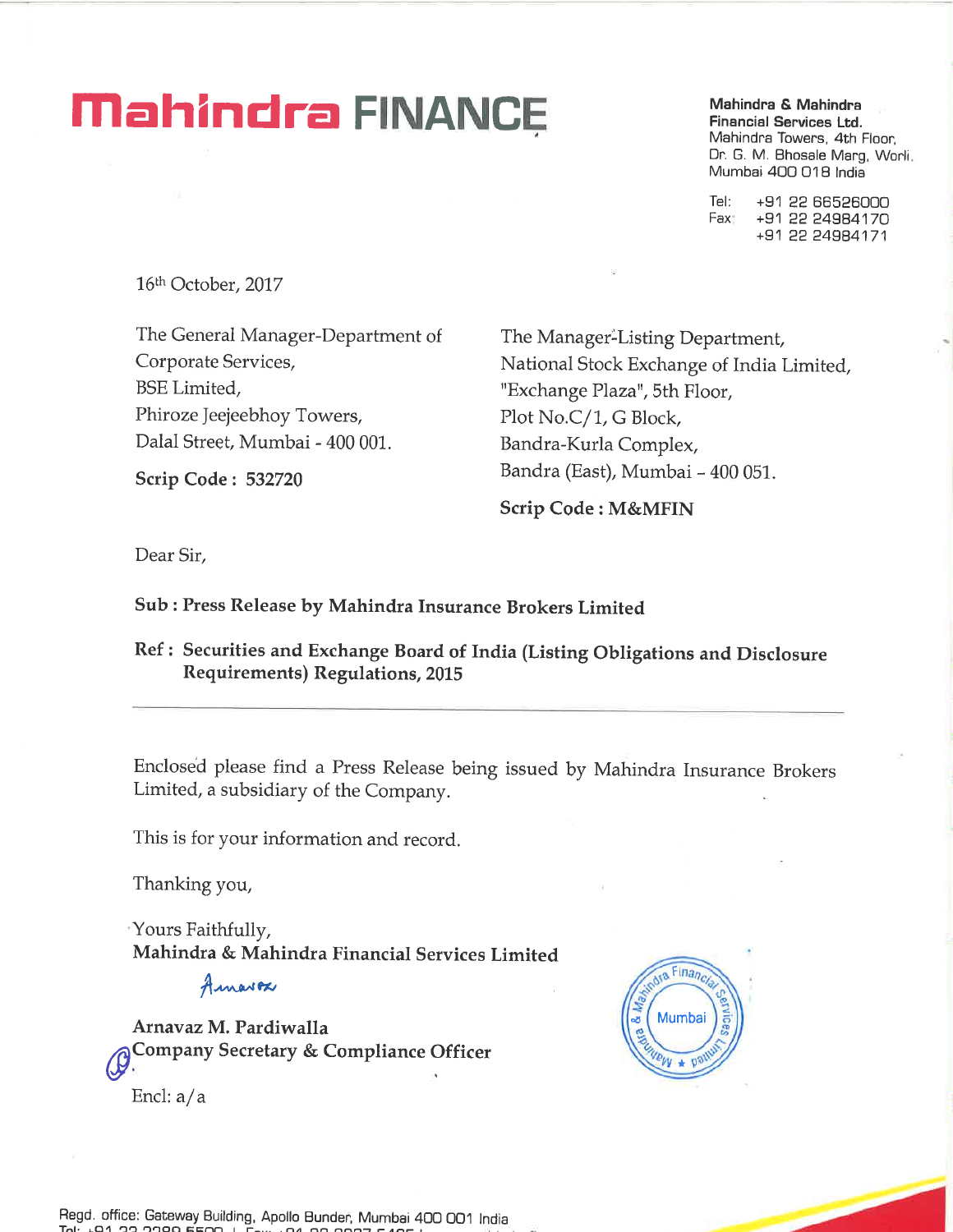# Mahindra FINANCE

**Mahindra & Mahindra Financial Services Ltd.**
Mahindra Towers, 4th Floor,
Dr. G. M. Bhosale Marg, Worli,
Mumbai 400 018 India

Tel: +91 22 66526000
Fax: +91 22 24984170
+91 22 24984171

16th October, 2017

The General Manager-Department of Corporate Services,
BSE Limited,
Phiroze Jeejeebhoy Towers,
Dalal Street, Mumbai - 400 001.

**Scrip Code : 532720**

The Manager-Listing Department,
National Stock Exchange of India Limited,
"Exchange Plaza", 5th Floor,
Plot No.C/1, G Block,
Bandra-Kurla Complex,
Bandra (East), Mumbai – 400 051.

**Scrip Code : M&MFIN**

Dear Sir,

**Sub : Press Release by Mahindra Insurance Brokers Limited**

**Ref : Securities and Exchange Board of India (Listing Obligations and Disclosure Requirements) Regulations, 2015**

---

Enclosed please find a Press Release being issued by Mahindra Insurance Brokers Limited, a subsidiary of the Company.

This is for your information and record.

Thanking you,

Yours Faithfully,
**Mahindra & Mahindra Financial Services Limited**

**Arnavaz M. Pardiwalla**
**Company Secretary & Compliance Officer**

Encl: a/a

Regd. office: Gateway Building, Apollo Bunder, Mumbai 400 001 India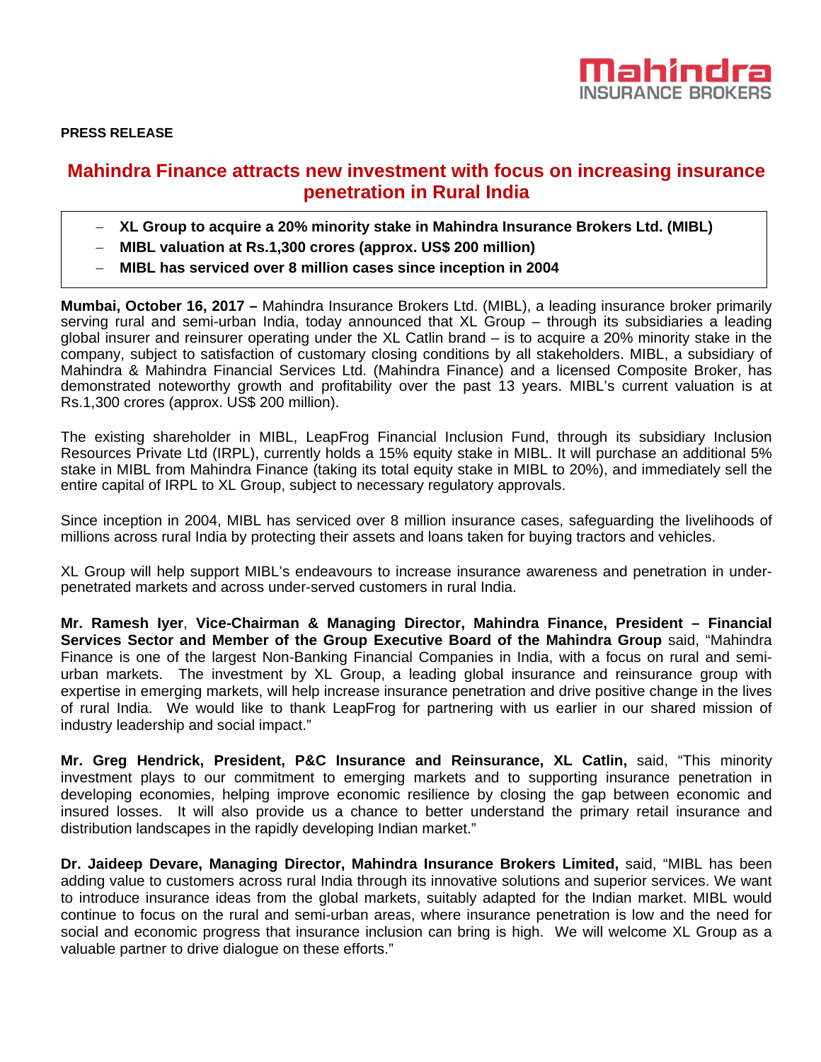Mahindra
INSURANCE BROKERS

**PRESS RELEASE**

# Mahindra Finance attracts new investment with focus on increasing insurance penetration in Rural India

- **XL Group to acquire a 20% minority stake in Mahindra Insurance Brokers Ltd. (MIBL)**
- **MIBL valuation at Rs.1,300 crores (approx. US$ 200 million)**
- **MIBL has serviced over 8 million cases since inception in 2004**

**Mumbai, October 16, 2017 –** Mahindra Insurance Brokers Ltd. (MIBL), a leading insurance broker primarily serving rural and semi-urban India, today announced that XL Group – through its subsidiaries a leading global insurer and reinsurer operating under the XL Catlin brand – is to acquire a 20% minority stake in the company, subject to satisfaction of customary closing conditions by all stakeholders. MIBL, a subsidiary of Mahindra & Mahindra Financial Services Ltd. (Mahindra Finance) and a licensed Composite Broker, has demonstrated noteworthy growth and profitability over the past 13 years. MIBL's current valuation is at Rs.1,300 crores (approx. US$ 200 million).

The existing shareholder in MIBL, LeapFrog Financial Inclusion Fund, through its subsidiary Inclusion Resources Private Ltd (IRPL), currently holds a 15% equity stake in MIBL. It will purchase an additional 5% stake in MIBL from Mahindra Finance (taking its total equity stake in MIBL to 20%), and immediately sell the entire capital of IRPL to XL Group, subject to necessary regulatory approvals.

Since inception in 2004, MIBL has serviced over 8 million insurance cases, safeguarding the livelihoods of millions across rural India by protecting their assets and loans taken for buying tractors and vehicles.

XL Group will help support MIBL's endeavours to increase insurance awareness and penetration in under-penetrated markets and across under-served customers in rural India.

**Mr. Ramesh Iyer**, **Vice-Chairman & Managing Director, Mahindra Finance, President – Financial Services Sector and Member of the Group Executive Board of the Mahindra Group** said, "Mahindra Finance is one of the largest Non-Banking Financial Companies in India, with a focus on rural and semi-urban markets. The investment by XL Group, a leading global insurance and reinsurance group with expertise in emerging markets, will help increase insurance penetration and drive positive change in the lives of rural India. We would like to thank LeapFrog for partnering with us earlier in our shared mission of industry leadership and social impact."

**Mr. Greg Hendrick, President, P&C Insurance and Reinsurance, XL Catlin,** said, "This minority investment plays to our commitment to emerging markets and to supporting insurance penetration in developing economies, helping improve economic resilience by closing the gap between economic and insured losses. It will also provide us a chance to better understand the primary retail insurance and distribution landscapes in the rapidly developing Indian market."

**Dr. Jaideep Devare, Managing Director, Mahindra Insurance Brokers Limited,** said, "MIBL has been adding value to customers across rural India through its innovative solutions and superior services. We want to introduce insurance ideas from the global markets, suitably adapted for the Indian market. MIBL would continue to focus on the rural and semi-urban areas, where insurance penetration is low and the need for social and economic progress that insurance inclusion can bring is high. We will welcome XL Group as a valuable partner to drive dialogue on these efforts."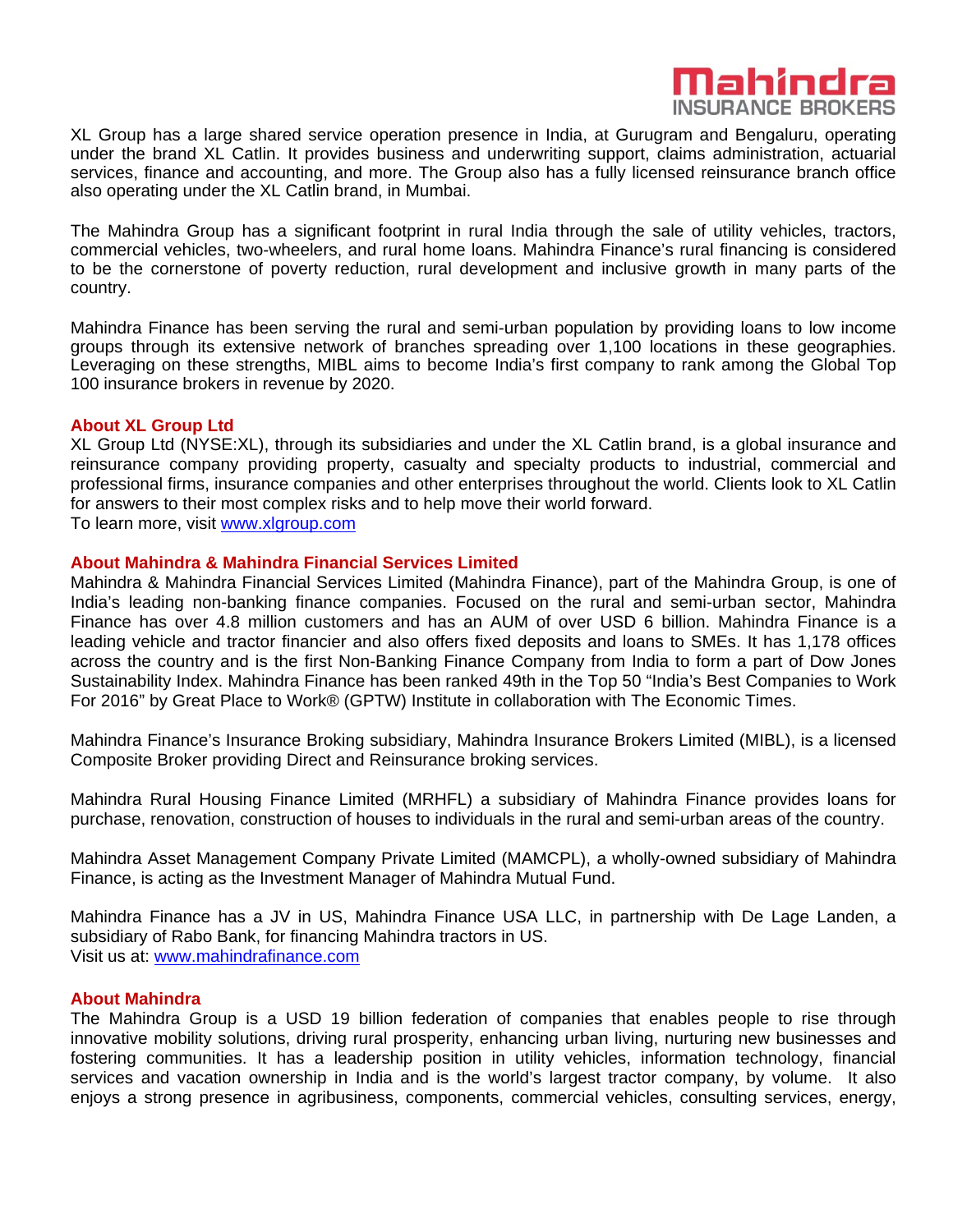XL Group has a large shared service operation presence in India, at Gurugram and Bengaluru, operating under the brand XL Catlin. It provides business and underwriting support, claims administration, actuarial services, finance and accounting, and more. The Group also has a fully licensed reinsurance branch office also operating under the XL Catlin brand, in Mumbai.

The Mahindra Group has a significant footprint in rural India through the sale of utility vehicles, tractors, commercial vehicles, two-wheelers, and rural home loans. Mahindra Finance's rural financing is considered to be the cornerstone of poverty reduction, rural development and inclusive growth in many parts of the country.

Mahindra Finance has been serving the rural and semi-urban population by providing loans to low income groups through its extensive network of branches spreading over 1,100 locations in these geographies. Leveraging on these strengths, MIBL aims to become India's first company to rank among the Global Top 100 insurance brokers in revenue by 2020.

## About XL Group Ltd

XL Group Ltd (NYSE:XL), through its subsidiaries and under the XL Catlin brand, is a global insurance and reinsurance company providing property, casualty and specialty products to industrial, commercial and professional firms, insurance companies and other enterprises throughout the world. Clients look to XL Catlin for answers to their most complex risks and to help move their world forward.
To learn more, visit [www.xlgroup.com](http://www.xlgroup.com)

## About Mahindra & Mahindra Financial Services Limited

Mahindra & Mahindra Financial Services Limited (Mahindra Finance), part of the Mahindra Group, is one of India's leading non-banking finance companies. Focused on the rural and semi-urban sector, Mahindra Finance has over 4.8 million customers and has an AUM of over USD 6 billion. Mahindra Finance is a leading vehicle and tractor financier and also offers fixed deposits and loans to SMEs. It has 1,178 offices across the country and is the first Non-Banking Finance Company from India to form a part of Dow Jones Sustainability Index. Mahindra Finance has been ranked 49th in the Top 50 "India's Best Companies to Work For 2016" by Great Place to Work® (GPTW) Institute in collaboration with The Economic Times.

Mahindra Finance's Insurance Broking subsidiary, Mahindra Insurance Brokers Limited (MIBL), is a licensed Composite Broker providing Direct and Reinsurance broking services.

Mahindra Rural Housing Finance Limited (MRHFL) a subsidiary of Mahindra Finance provides loans for purchase, renovation, construction of houses to individuals in the rural and semi-urban areas of the country.

Mahindra Asset Management Company Private Limited (MAMCPL), a wholly-owned subsidiary of Mahindra Finance, is acting as the Investment Manager of Mahindra Mutual Fund.

Mahindra Finance has a JV in US, Mahindra Finance USA LLC, in partnership with De Lage Landen, a subsidiary of Rabo Bank, for financing Mahindra tractors in US.
Visit us at: [www.mahindrafinance.com](http://www.mahindrafinance.com)

## About Mahindra

The Mahindra Group is a USD 19 billion federation of companies that enables people to rise through innovative mobility solutions, driving rural prosperity, enhancing urban living, nurturing new businesses and fostering communities. It has a leadership position in utility vehicles, information technology, financial services and vacation ownership in India and is the world's largest tractor company, by volume. It also enjoys a strong presence in agribusiness, components, commercial vehicles, consulting services, energy,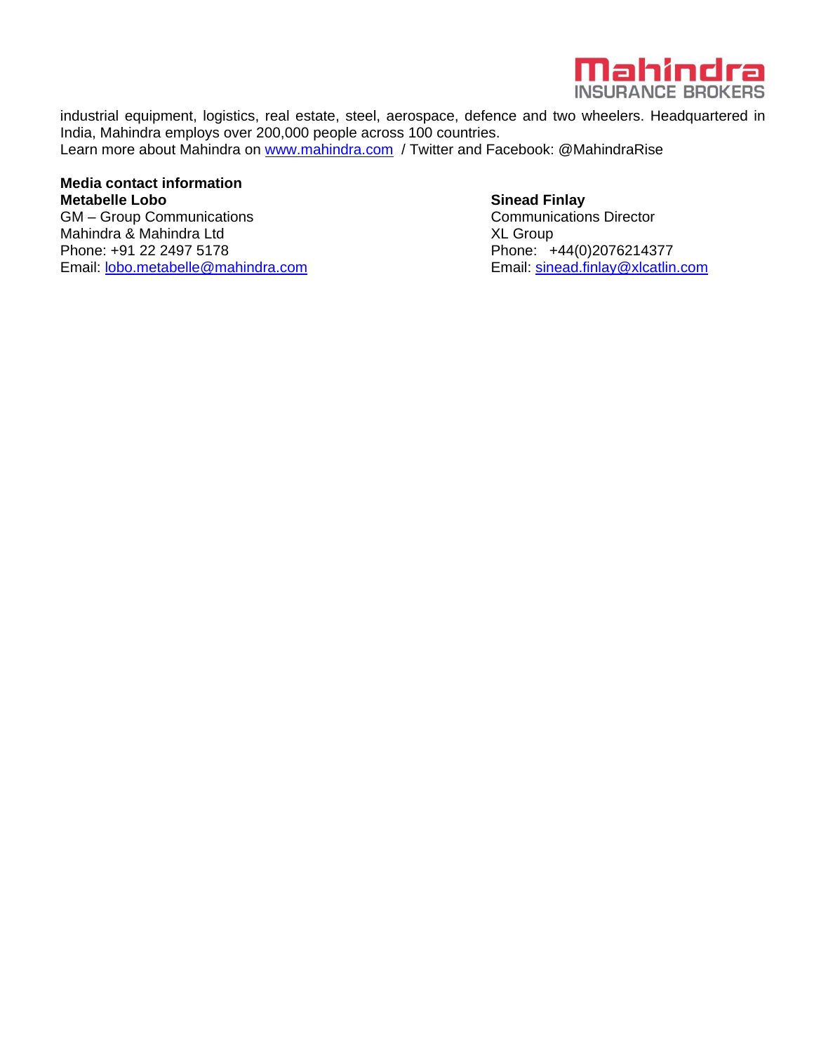industrial equipment, logistics, real estate, steel, aerospace, defence and two wheelers. Headquartered in India, Mahindra employs over 200,000 people across 100 countries.
Learn more about Mahindra on www.mahindra.com / Twitter and Facebook: @MahindraRise

**Media contact information**

**Metabelle Lobo**
GM – Group Communications
Mahindra & Mahindra Ltd
Phone: +91 22 2497 5178
Email: lobo.metabelle@mahindra.com

**Sinead Finlay**
Communications Director
XL Group
Phone: +44(0)2076214377
Email: sinead.finlay@xlcatlin.com